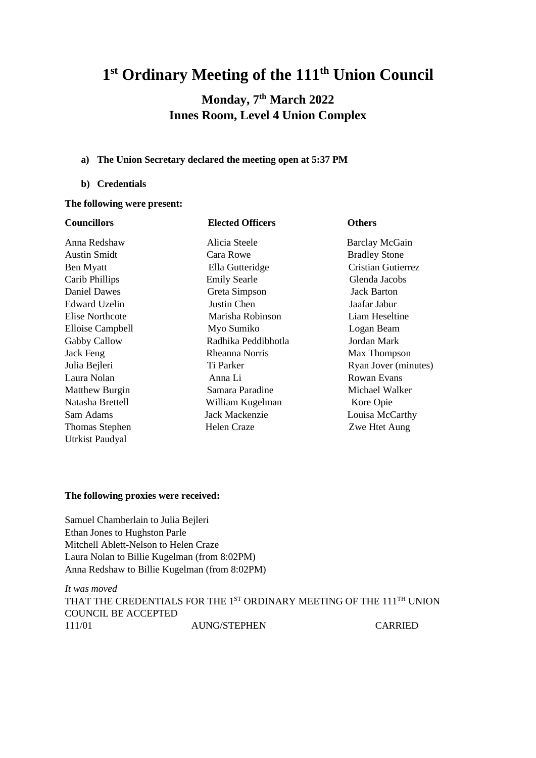# 1st Ordinary Meeting of the 111th Union Council

## Monday, 7th March 2022
## Innes Room, Level 4 Union Complex

**a) The Union Secretary declared the meeting open at 5:37 PM**

**b) Credentials**

**The following were present:**

| Councillors | Elected Officers | Others |
|---|---|---|
| Anna Redshaw | Alicia Steele | Barclay McGain |
| Austin Smidt | Cara Rowe | Bradley Stone |
| Ben Myatt | Ella Gutteridge | Cristian Gutierrez |
| Carib Phillips | Emily Searle | Glenda Jacobs |
| Daniel Dawes | Greta Simpson | Jack Barton |
| Edward Uzelin | Justin Chen | Jaafar Jabur |
| Elise Northcote | Marisha Robinson | Liam Heseltine |
| Elloise Campbell | Myo Sumiko | Logan Beam |
| Gabby Callow | Radhika Peddibhotla | Jordan Mark |
| Jack Feng | Rheanna Norris | Max Thompson |
| Julia Bejleri | Ti Parker | Ryan Jover (minutes) |
| Laura Nolan | Anna Li | Rowan Evans |
| Matthew Burgin | Samara Paradine | Michael Walker |
| Natasha Brettell | William Kugelman | Kore Opie |
| Sam Adams | Jack Mackenzie | Louisa McCarthy |
| Thomas Stephen | Helen Craze | Zwe Htet Aung |
| Utrkist Paudyal | | |

**The following proxies were received:**

Samuel Chamberlain to Julia Bejleri
Ethan Jones to Hughston Parle
Mitchell Ablett-Nelson to Helen Craze
Laura Nolan to Billie Kugelman (from 8:02PM)
Anna Redshaw to Billie Kugelman (from 8:02PM)

*It was moved*
THAT THE CREDENTIALS FOR THE 1ST ORDINARY MEETING OF THE 111TH UNION COUNCIL BE ACCEPTED
111/01 AUNG/STEPHEN CARRIED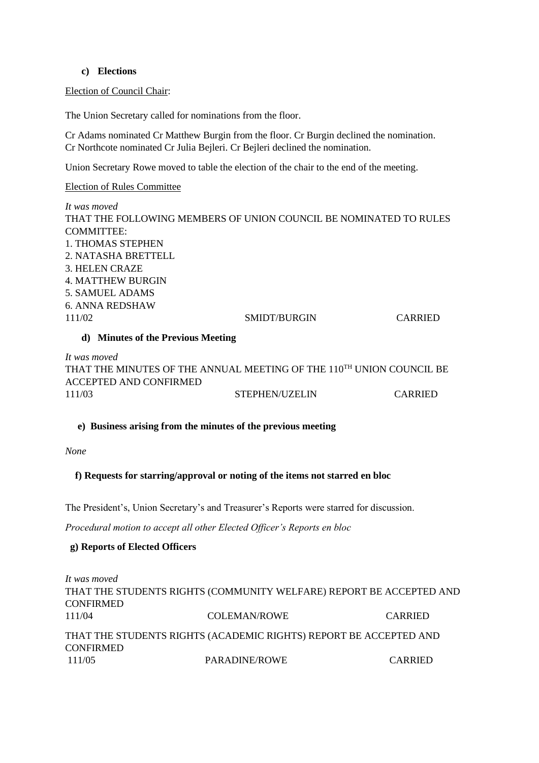### c) Elections

Election of Council Chair:

The Union Secretary called for nominations from the floor.

Cr Adams nominated Cr Matthew Burgin from the floor. Cr Burgin declined the nomination.
Cr Northcote nominated Cr Julia Bejleri. Cr Bejleri declined the nomination.

Union Secretary Rowe moved to table the election of the chair to the end of the meeting.

Election of Rules Committee

*It was moved*

THAT THE FOLLOWING MEMBERS OF UNION COUNCIL BE NOMINATED TO RULES COMMITTEE:

1. THOMAS STEPHEN
2. NATASHA BRETTELL
3. HELEN CRAZE
4. MATTHEW BURGIN
5. SAMUEL ADAMS
6. ANNA REDSHAW

111/02 SMIDT/BURGIN CARRIED

### d) Minutes of the Previous Meeting

*It was moved*

THAT THE MINUTES OF THE ANNUAL MEETING OF THE 110TH UNION COUNCIL BE ACCEPTED AND CONFIRMED

111/03 STEPHEN/UZELIN CARRIED

### e) Business arising from the minutes of the previous meeting

*None*

### f) Requests for starring/approval or noting of the items not starred en bloc

The President's, Union Secretary's and Treasurer's Reports were starred for discussion.

*Procedural motion to accept all other Elected Officer's Reports en bloc*

### g) Reports of Elected Officers

*It was moved*

THAT THE STUDENTS RIGHTS (COMMUNITY WELFARE) REPORT BE ACCEPTED AND CONFIRMED

111/04 COLEMAN/ROWE CARRIED

THAT THE STUDENTS RIGHTS (ACADEMIC RIGHTS) REPORT BE ACCEPTED AND CONFIRMED

111/05 PARADINE/ROWE CARRIED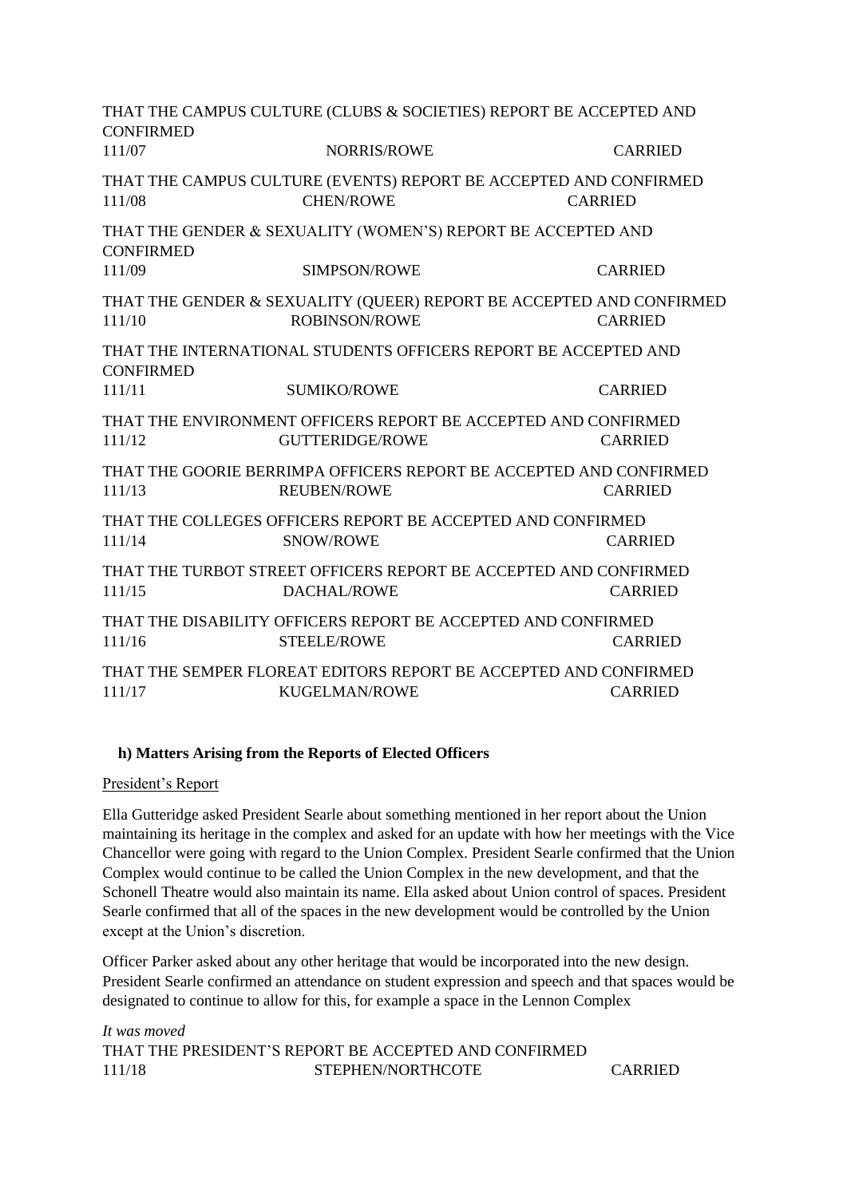THAT THE CAMPUS CULTURE (CLUBS & SOCIETIES) REPORT BE ACCEPTED AND CONFIRMED
111/07 NORRIS/ROWE CARRIED

THAT THE CAMPUS CULTURE (EVENTS) REPORT BE ACCEPTED AND CONFIRMED
111/08 CHEN/ROWE CARRIED

THAT THE GENDER & SEXUALITY (WOMEN'S) REPORT BE ACCEPTED AND CONFIRMED
111/09 SIMPSON/ROWE CARRIED

THAT THE GENDER & SEXUALITY (QUEER) REPORT BE ACCEPTED AND CONFIRMED
111/10 ROBINSON/ROWE CARRIED

THAT THE INTERNATIONAL STUDENTS OFFICERS REPORT BE ACCEPTED AND CONFIRMED
111/11 SUMIKO/ROWE CARRIED

THAT THE ENVIRONMENT OFFICERS REPORT BE ACCEPTED AND CONFIRMED
111/12 GUTTERIDGE/ROWE CARRIED

THAT THE GOORIE BERRIMPA OFFICERS REPORT BE ACCEPTED AND CONFIRMED
111/13 REUBEN/ROWE CARRIED

THAT THE COLLEGES OFFICERS REPORT BE ACCEPTED AND CONFIRMED
111/14 SNOW/ROWE CARRIED

THAT THE TURBOT STREET OFFICERS REPORT BE ACCEPTED AND CONFIRMED
111/15 DACHAL/ROWE CARRIED

THAT THE DISABILITY OFFICERS REPORT BE ACCEPTED AND CONFIRMED
111/16 STEELE/ROWE CARRIED

THAT THE SEMPER FLOREAT EDITORS REPORT BE ACCEPTED AND CONFIRMED
111/17 KUGELMAN/ROWE CARRIED

### h) Matters Arising from the Reports of Elected Officers

President's Report

Ella Gutteridge asked President Searle about something mentioned in her report about the Union maintaining its heritage in the complex and asked for an update with how her meetings with the Vice Chancellor were going with regard to the Union Complex. President Searle confirmed that the Union Complex would continue to be called the Union Complex in the new development, and that the Schonell Theatre would also maintain its name. Ella asked about Union control of spaces. President Searle confirmed that all of the spaces in the new development would be controlled by the Union except at the Union's discretion.

Officer Parker asked about any other heritage that would be incorporated into the new design. President Searle confirmed an attendance on student expression and speech and that spaces would be designated to continue to allow for this, for example a space in the Lennon Complex

*It was moved*
THAT THE PRESIDENT'S REPORT BE ACCEPTED AND CONFIRMED
111/18 STEPHEN/NORTHCOTE CARRIED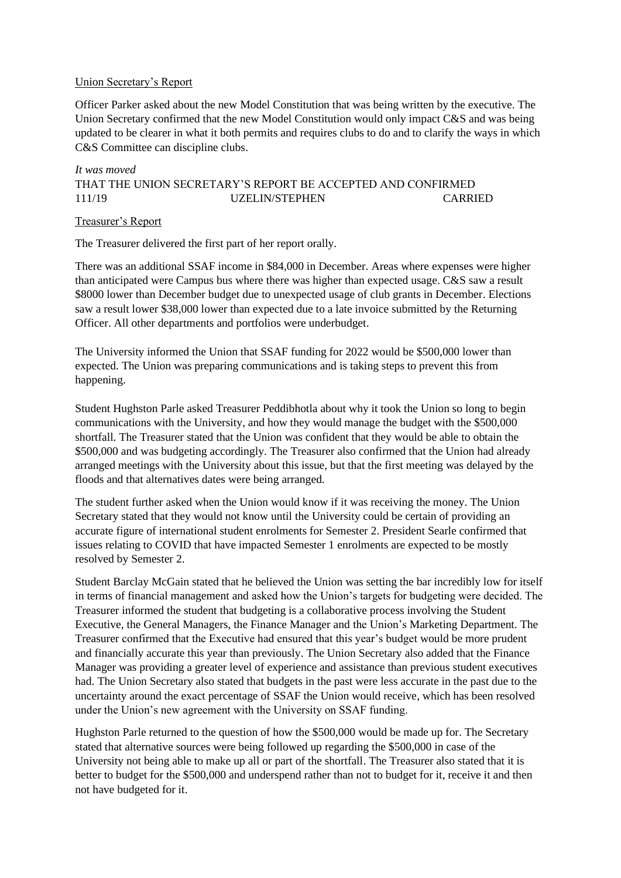Union Secretary's Report

Officer Parker asked about the new Model Constitution that was being written by the executive. The Union Secretary confirmed that the new Model Constitution would only impact C&S and was being updated to be clearer in what it both permits and requires clubs to do and to clarify the ways in which C&S Committee can discipline clubs.

*It was moved*

THAT THE UNION SECRETARY'S REPORT BE ACCEPTED AND CONFIRMED

111/19 UZELIN/STEPHEN CARRIED

Treasurer's Report

The Treasurer delivered the first part of her report orally.

There was an additional SSAF income in $84,000 in December. Areas where expenses were higher than anticipated were Campus bus where there was higher than expected usage. C&S saw a result $8000 lower than December budget due to unexpected usage of club grants in December. Elections saw a result lower $38,000 lower than expected due to a late invoice submitted by the Returning Officer. All other departments and portfolios were underbudget.

The University informed the Union that SSAF funding for 2022 would be $500,000 lower than expected. The Union was preparing communications and is taking steps to prevent this from happening.

Student Hughston Parle asked Treasurer Peddibhotla about why it took the Union so long to begin communications with the University, and how they would manage the budget with the $500,000 shortfall. The Treasurer stated that the Union was confident that they would be able to obtain the $500,000 and was budgeting accordingly. The Treasurer also confirmed that the Union had already arranged meetings with the University about this issue, but that the first meeting was delayed by the floods and that alternatives dates were being arranged.

The student further asked when the Union would know if it was receiving the money. The Union Secretary stated that they would not know until the University could be certain of providing an accurate figure of international student enrolments for Semester 2. President Searle confirmed that issues relating to COVID that have impacted Semester 1 enrolments are expected to be mostly resolved by Semester 2.

Student Barclay McGain stated that he believed the Union was setting the bar incredibly low for itself in terms of financial management and asked how the Union's targets for budgeting were decided. The Treasurer informed the student that budgeting is a collaborative process involving the Student Executive, the General Managers, the Finance Manager and the Union's Marketing Department. The Treasurer confirmed that the Executive had ensured that this year's budget would be more prudent and financially accurate this year than previously. The Union Secretary also added that the Finance Manager was providing a greater level of experience and assistance than previous student executives had. The Union Secretary also stated that budgets in the past were less accurate in the past due to the uncertainty around the exact percentage of SSAF the Union would receive, which has been resolved under the Union's new agreement with the University on SSAF funding.

Hughston Parle returned to the question of how the $500,000 would be made up for. The Secretary stated that alternative sources were being followed up regarding the $500,000 in case of the University not being able to make up all or part of the shortfall. The Treasurer also stated that it is better to budget for the $500,000 and underspend rather than not to budget for it, receive it and then not have budgeted for it.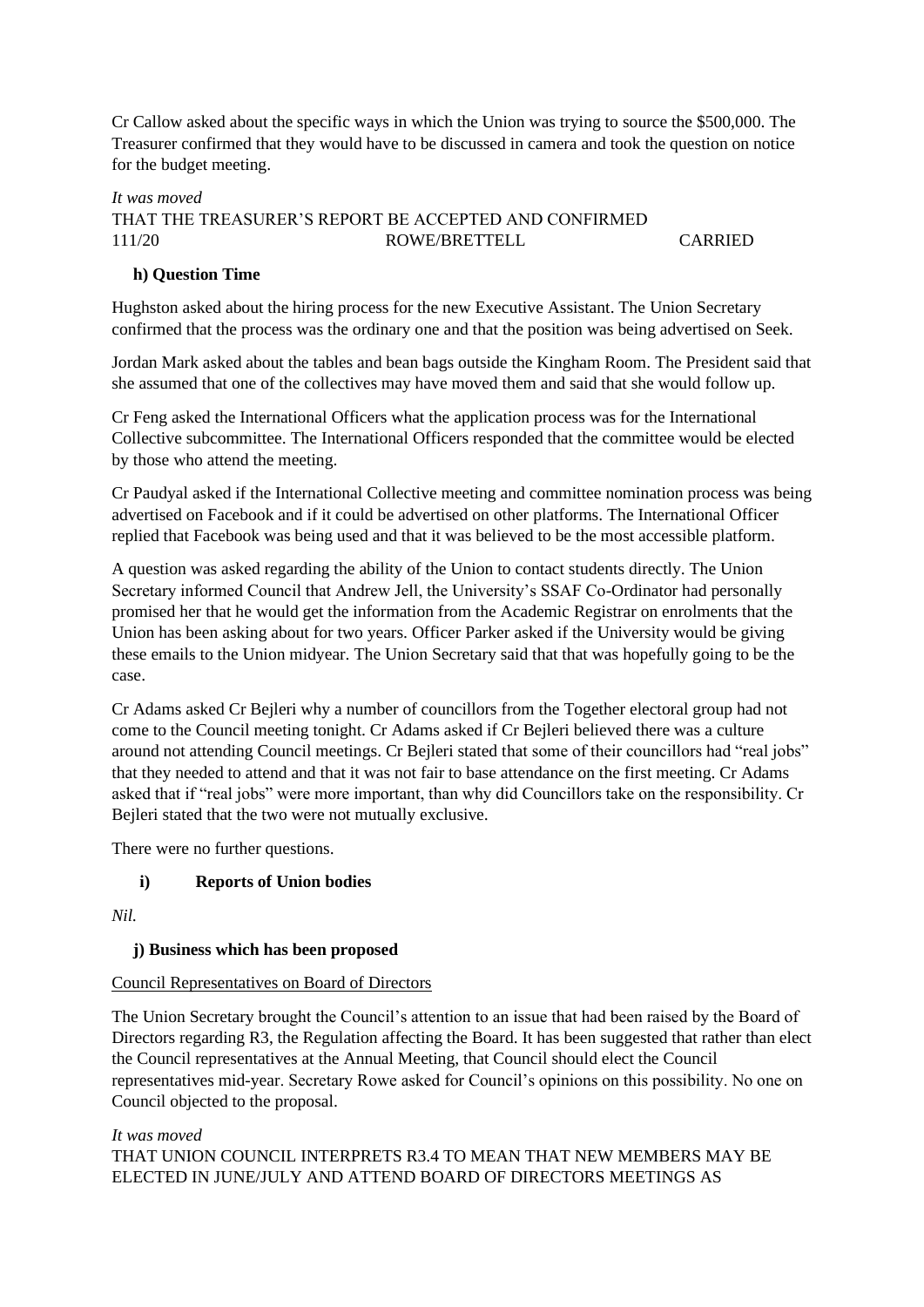Cr Callow asked about the specific ways in which the Union was trying to source the $500,000. The Treasurer confirmed that they would have to be discussed in camera and took the question on notice for the budget meeting.

*It was moved*

THAT THE TREASURER'S REPORT BE ACCEPTED AND CONFIRMED

111/20 ROWE/BRETTELL CARRIED

**h) Question Time**

Hughston asked about the hiring process for the new Executive Assistant. The Union Secretary confirmed that the process was the ordinary one and that the position was being advertised on Seek.

Jordan Mark asked about the tables and bean bags outside the Kingham Room. The President said that she assumed that one of the collectives may have moved them and said that she would follow up.

Cr Feng asked the International Officers what the application process was for the International Collective subcommittee. The International Officers responded that the committee would be elected by those who attend the meeting.

Cr Paudyal asked if the International Collective meeting and committee nomination process was being advertised on Facebook and if it could be advertised on other platforms. The International Officer replied that Facebook was being used and that it was believed to be the most accessible platform.

A question was asked regarding the ability of the Union to contact students directly. The Union Secretary informed Council that Andrew Jell, the University's SSAF Co-Ordinator had personally promised her that he would get the information from the Academic Registrar on enrolments that the Union has been asking about for two years. Officer Parker asked if the University would be giving these emails to the Union midyear. The Union Secretary said that that was hopefully going to be the case.

Cr Adams asked Cr Bejleri why a number of councillors from the Together electoral group had not come to the Council meeting tonight. Cr Adams asked if Cr Bejleri believed there was a culture around not attending Council meetings. Cr Bejleri stated that some of their councillors had "real jobs" that they needed to attend and that it was not fair to base attendance on the first meeting. Cr Adams asked that if "real jobs" were more important, than why did Councillors take on the responsibility. Cr Bejleri stated that the two were not mutually exclusive.

There were no further questions.

**i) Reports of Union bodies**

*Nil.*

**j) Business which has been proposed**

Council Representatives on Board of Directors

The Union Secretary brought the Council's attention to an issue that had been raised by the Board of Directors regarding R3, the Regulation affecting the Board. It has been suggested that rather than elect the Council representatives at the Annual Meeting, that Council should elect the Council representatives mid-year. Secretary Rowe asked for Council's opinions on this possibility. No one on Council objected to the proposal.

*It was moved*

THAT UNION COUNCIL INTERPRETS R3.4 TO MEAN THAT NEW MEMBERS MAY BE ELECTED IN JUNE/JULY AND ATTEND BOARD OF DIRECTORS MEETINGS AS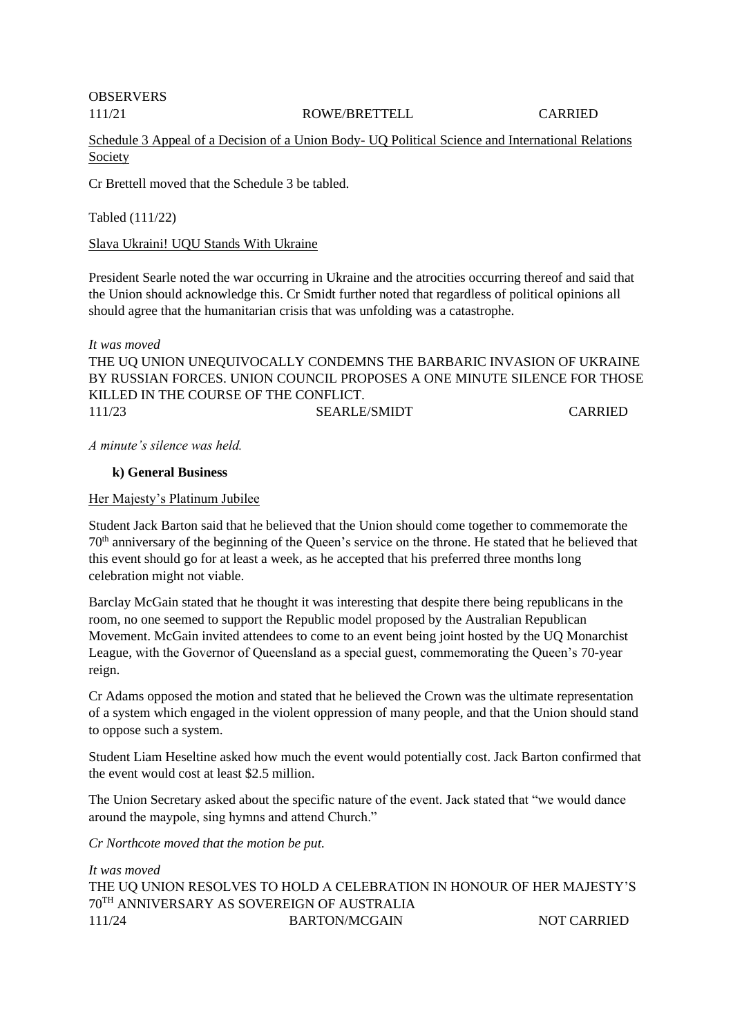OBSERVERS

| 111/21 | ROWE/BRETTELL | CARRIED |
|---|---|---|

Schedule 3 Appeal of a Decision of a Union Body- UQ Political Science and International Relations Society

Cr Brettell moved that the Schedule 3 be tabled.

Tabled (111/22)

Slava Ukraini! UQU Stands With Ukraine

President Searle noted the war occurring in Ukraine and the atrocities occurring thereof and said that the Union should acknowledge this. Cr Smidt further noted that regardless of political opinions all should agree that the humanitarian crisis that was unfolding was a catastrophe.

*It was moved*

THE UQ UNION UNEQUIVOCALLY CONDEMNS THE BARBARIC INVASION OF UKRAINE BY RUSSIAN FORCES. UNION COUNCIL PROPOSES A ONE MINUTE SILENCE FOR THOSE KILLED IN THE COURSE OF THE CONFLICT.

| 111/23 | SEARLE/SMIDT | CARRIED |
|---|---|---|

*A minute's silence was held.*

**k) General Business**

Her Majesty's Platinum Jubilee

Student Jack Barton said that he believed that the Union should come together to commemorate the 70th anniversary of the beginning of the Queen's service on the throne. He stated that he believed that this event should go for at least a week, as he accepted that his preferred three months long celebration might not viable.

Barclay McGain stated that he thought it was interesting that despite there being republicans in the room, no one seemed to support the Republic model proposed by the Australian Republican Movement. McGain invited attendees to come to an event being joint hosted by the UQ Monarchist League, with the Governor of Queensland as a special guest, commemorating the Queen's 70-year reign.

Cr Adams opposed the motion and stated that he believed the Crown was the ultimate representation of a system which engaged in the violent oppression of many people, and that the Union should stand to oppose such a system.

Student Liam Heseltine asked how much the event would potentially cost. Jack Barton confirmed that the event would cost at least $2.5 million.

The Union Secretary asked about the specific nature of the event. Jack stated that "we would dance around the maypole, sing hymns and attend Church."

*Cr Northcote moved that the motion be put.*

*It was moved*

THE UQ UNION RESOLVES TO HOLD A CELEBRATION IN HONOUR OF HER MAJESTY'S 70TH ANNIVERSARY AS SOVEREIGN OF AUSTRALIA

| 111/24 | BARTON/MCGAIN | NOT CARRIED |
|---|---|---|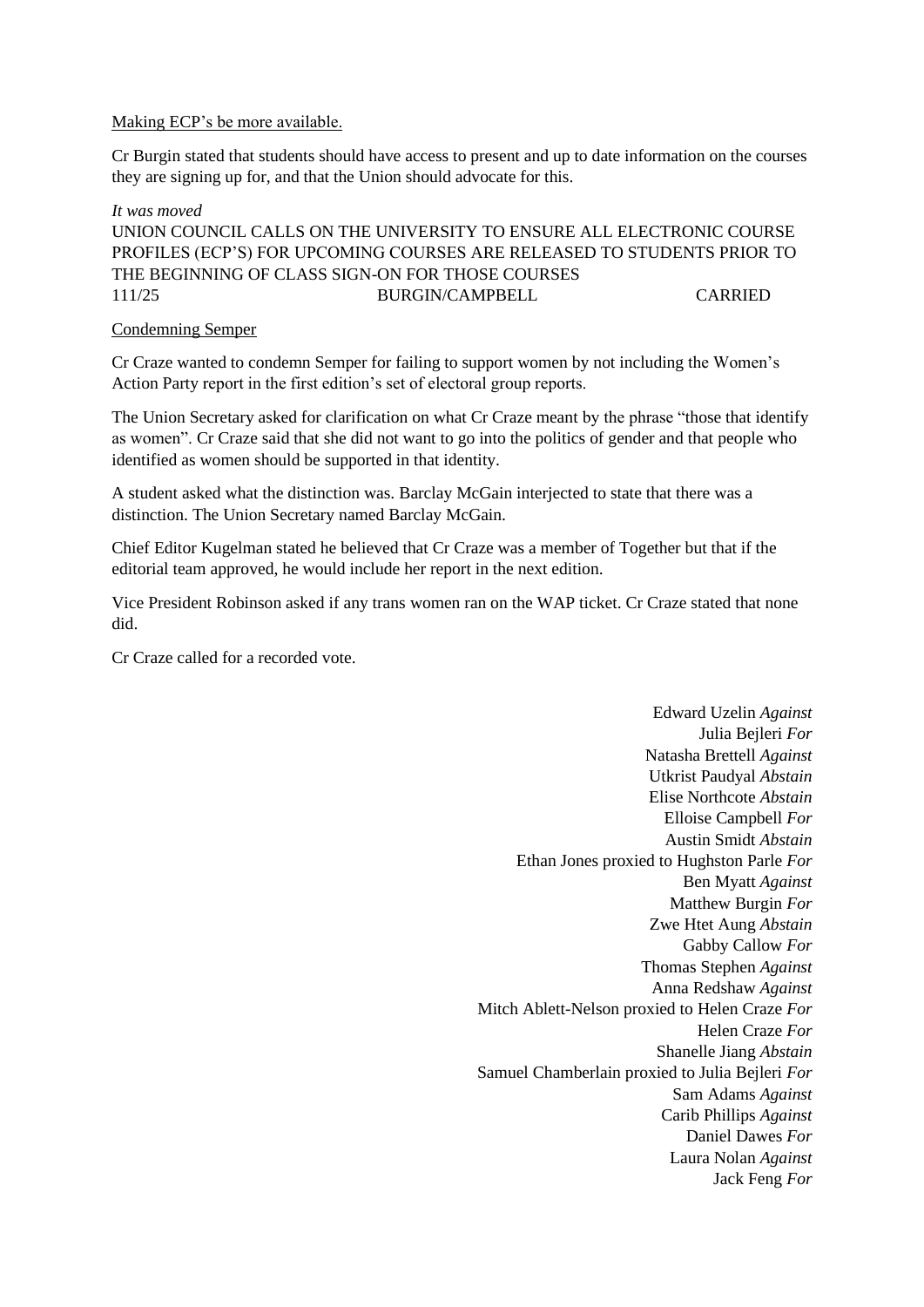Making ECP's be more available.

Cr Burgin stated that students should have access to present and up to date information on the courses they are signing up for, and that the Union should advocate for this.

*It was moved*

UNION COUNCIL CALLS ON THE UNIVERSITY TO ENSURE ALL ELECTRONIC COURSE PROFILES (ECP'S) FOR UPCOMING COURSES ARE RELEASED TO STUDENTS PRIOR TO THE BEGINNING OF CLASS SIGN-ON FOR THOSE COURSES

111/25 BURGIN/CAMPBELL CARRIED

Condemning Semper

Cr Craze wanted to condemn Semper for failing to support women by not including the Women's Action Party report in the first edition's set of electoral group reports.

The Union Secretary asked for clarification on what Cr Craze meant by the phrase "those that identify as women". Cr Craze said that she did not want to go into the politics of gender and that people who identified as women should be supported in that identity.

A student asked what the distinction was. Barclay McGain interjected to state that there was a distinction. The Union Secretary named Barclay McGain.

Chief Editor Kugelman stated he believed that Cr Craze was a member of Together but that if the editorial team approved, he would include her report in the next edition.

Vice President Robinson asked if any trans women ran on the WAP ticket. Cr Craze stated that none did.

Cr Craze called for a recorded vote.

Edward Uzelin *Against*
Julia Bejleri *For*
Natasha Brettell *Against*
Utkrist Paudyal *Abstain*
Elise Northcote *Abstain*
Elloise Campbell *For*
Austin Smidt *Abstain*
Ethan Jones proxied to Hughston Parle *For*
Ben Myatt *Against*
Matthew Burgin *For*
Zwe Htet Aung *Abstain*
Gabby Callow *For*
Thomas Stephen *Against*
Anna Redshaw *Against*
Mitch Ablett-Nelson proxied to Helen Craze *For*
Helen Craze *For*
Shanelle Jiang *Abstain*
Samuel Chamberlain proxied to Julia Bejleri *For*
Sam Adams *Against*
Carib Phillips *Against*
Daniel Dawes *For*
Laura Nolan *Against*
Jack Feng *For*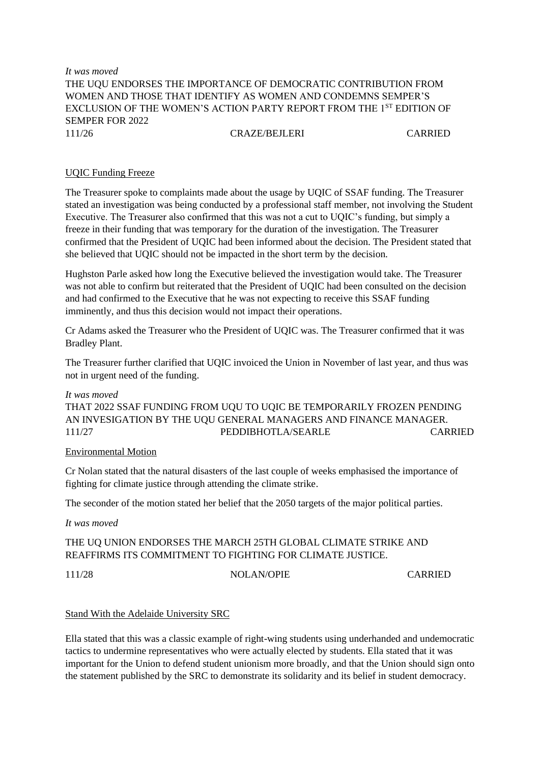*It was moved*

THE UQU ENDORSES THE IMPORTANCE OF DEMOCRATIC CONTRIBUTION FROM WOMEN AND THOSE THAT IDENTIFY AS WOMEN AND CONDEMNS SEMPER'S EXCLUSION OF THE WOMEN'S ACTION PARTY REPORT FROM THE 1ST EDITION OF SEMPER FOR 2022

111/26 CRAZE/BEJLERI CARRIED

UQIC Funding Freeze

The Treasurer spoke to complaints made about the usage by UQIC of SSAF funding. The Treasurer stated an investigation was being conducted by a professional staff member, not involving the Student Executive. The Treasurer also confirmed that this was not a cut to UQIC's funding, but simply a freeze in their funding that was temporary for the duration of the investigation. The Treasurer confirmed that the President of UQIC had been informed about the decision. The President stated that she believed that UQIC should not be impacted in the short term by the decision.

Hughston Parle asked how long the Executive believed the investigation would take. The Treasurer was not able to confirm but reiterated that the President of UQIC had been consulted on the decision and had confirmed to the Executive that he was not expecting to receive this SSAF funding imminently, and thus this decision would not impact their operations.

Cr Adams asked the Treasurer who the President of UQIC was. The Treasurer confirmed that it was Bradley Plant.

The Treasurer further clarified that UQIC invoiced the Union in November of last year, and thus was not in urgent need of the funding.

*It was moved*

THAT 2022 SSAF FUNDING FROM UQU TO UQIC BE TEMPORARILY FROZEN PENDING AN INVESIGATION BY THE UQU GENERAL MANAGERS AND FINANCE MANAGER.

111/27 PEDDIBHOTLA/SEARLE CARRIED

Environmental Motion

Cr Nolan stated that the natural disasters of the last couple of weeks emphasised the importance of fighting for climate justice through attending the climate strike.

The seconder of the motion stated her belief that the 2050 targets of the major political parties.

*It was moved*

THE UQ UNION ENDORSES THE MARCH 25TH GLOBAL CLIMATE STRIKE AND REAFFIRMS ITS COMMITMENT TO FIGHTING FOR CLIMATE JUSTICE.

111/28 NOLAN/OPIE CARRIED

Stand With the Adelaide University SRC

Ella stated that this was a classic example of right-wing students using underhanded and undemocratic tactics to undermine representatives who were actually elected by students. Ella stated that it was important for the Union to defend student unionism more broadly, and that the Union should sign onto the statement published by the SRC to demonstrate its solidarity and its belief in student democracy.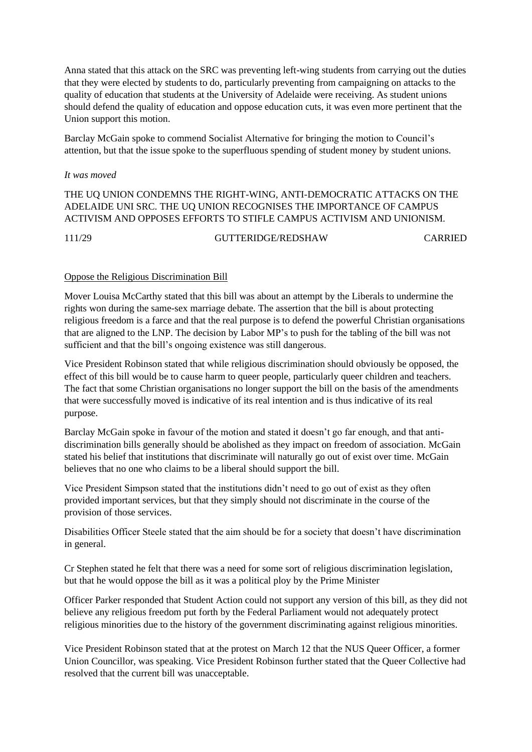Anna stated that this attack on the SRC was preventing left-wing students from carrying out the duties that they were elected by students to do, particularly preventing from campaigning on attacks to the quality of education that students at the University of Adelaide were receiving. As student unions should defend the quality of education and oppose education cuts, it was even more pertinent that the Union support this motion.

Barclay McGain spoke to commend Socialist Alternative for bringing the motion to Council's attention, but that the issue spoke to the superfluous spending of student money by student unions.

*It was moved*

THE UQ UNION CONDEMNS THE RIGHT-WING, ANTI-DEMOCRATIC ATTACKS ON THE ADELAIDE UNI SRC. THE UQ UNION RECOGNISES THE IMPORTANCE OF CAMPUS ACTIVISM AND OPPOSES EFFORTS TO STIFLE CAMPUS ACTIVISM AND UNIONISM.

111/29 GUTTERIDGE/REDSHAW CARRIED

<u>Oppose the Religious Discrimination Bill</u>

Mover Louisa McCarthy stated that this bill was about an attempt by the Liberals to undermine the rights won during the same-sex marriage debate. The assertion that the bill is about protecting religious freedom is a farce and that the real purpose is to defend the powerful Christian organisations that are aligned to the LNP. The decision by Labor MP's to push for the tabling of the bill was not sufficient and that the bill's ongoing existence was still dangerous.

Vice President Robinson stated that while religious discrimination should obviously be opposed, the effect of this bill would be to cause harm to queer people, particularly queer children and teachers. The fact that some Christian organisations no longer support the bill on the basis of the amendments that were successfully moved is indicative of its real intention and is thus indicative of its real purpose.

Barclay McGain spoke in favour of the motion and stated it doesn't go far enough, and that anti-discrimination bills generally should be abolished as they impact on freedom of association. McGain stated his belief that institutions that discriminate will naturally go out of exist over time. McGain believes that no one who claims to be a liberal should support the bill.

Vice President Simpson stated that the institutions didn't need to go out of exist as they often provided important services, but that they simply should not discriminate in the course of the provision of those services.

Disabilities Officer Steele stated that the aim should be for a society that doesn't have discrimination in general.

Cr Stephen stated he felt that there was a need for some sort of religious discrimination legislation, but that he would oppose the bill as it was a political ploy by the Prime Minister

Officer Parker responded that Student Action could not support any version of this bill, as they did not believe any religious freedom put forth by the Federal Parliament would not adequately protect religious minorities due to the history of the government discriminating against religious minorities.

Vice President Robinson stated that at the protest on March 12 that the NUS Queer Officer, a former Union Councillor, was speaking. Vice President Robinson further stated that the Queer Collective had resolved that the current bill was unacceptable.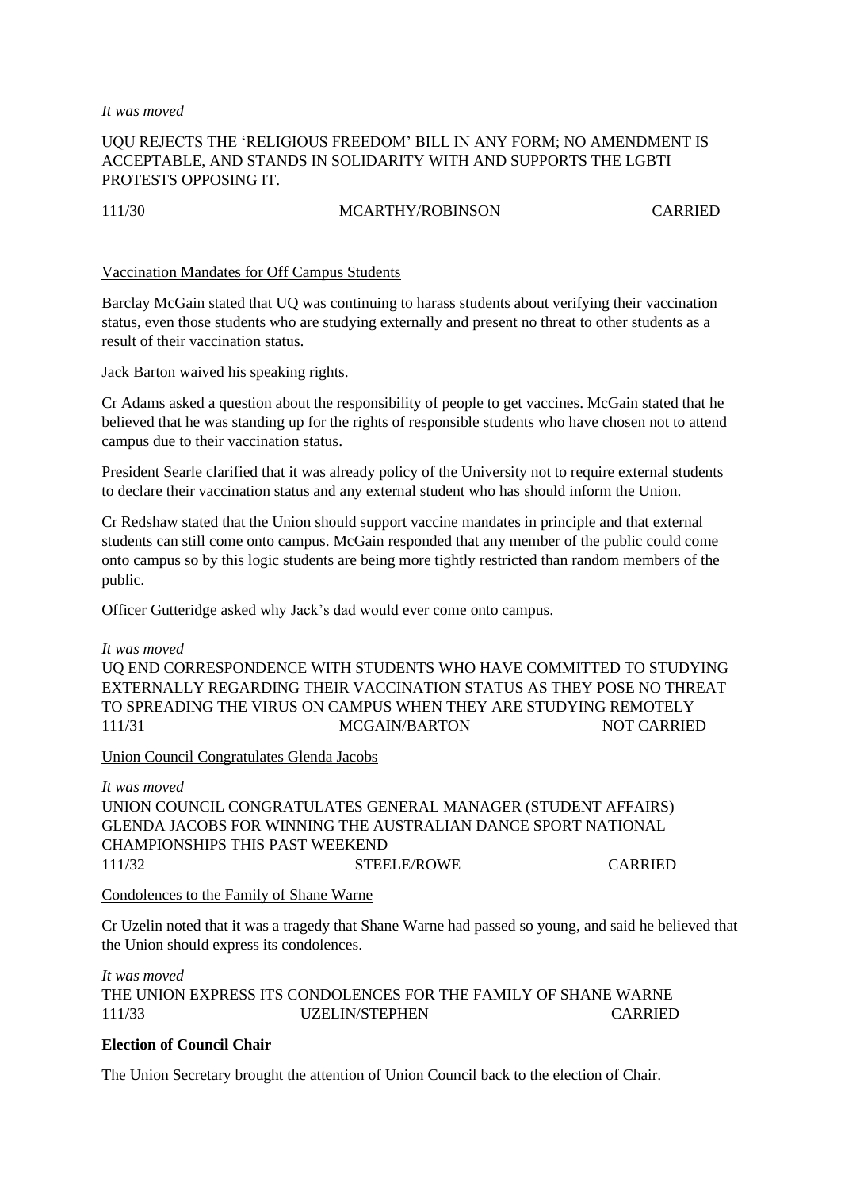*It was moved*

UQU REJECTS THE 'RELIGIOUS FREEDOM' BILL IN ANY FORM; NO AMENDMENT IS ACCEPTABLE, AND STANDS IN SOLIDARITY WITH AND SUPPORTS THE LGBTI PROTESTS OPPOSING IT.

111/30 MCARTHY/ROBINSON CARRIED

Vaccination Mandates for Off Campus Students

Barclay McGain stated that UQ was continuing to harass students about verifying their vaccination status, even those students who are studying externally and present no threat to other students as a result of their vaccination status.

Jack Barton waived his speaking rights.

Cr Adams asked a question about the responsibility of people to get vaccines. McGain stated that he believed that he was standing up for the rights of responsible students who have chosen not to attend campus due to their vaccination status.

President Searle clarified that it was already policy of the University not to require external students to declare their vaccination status and any external student who has should inform the Union.

Cr Redshaw stated that the Union should support vaccine mandates in principle and that external students can still come onto campus. McGain responded that any member of the public could come onto campus so by this logic students are being more tightly restricted than random members of the public.

Officer Gutteridge asked why Jack's dad would ever come onto campus.

*It was moved*

UQ END CORRESPONDENCE WITH STUDENTS WHO HAVE COMMITTED TO STUDYING EXTERNALLY REGARDING THEIR VACCINATION STATUS AS THEY POSE NO THREAT TO SPREADING THE VIRUS ON CAMPUS WHEN THEY ARE STUDYING REMOTELY

111/31 MCGAIN/BARTON NOT CARRIED

Union Council Congratulates Glenda Jacobs

*It was moved*

UNION COUNCIL CONGRATULATES GENERAL MANAGER (STUDENT AFFAIRS) GLENDA JACOBS FOR WINNING THE AUSTRALIAN DANCE SPORT NATIONAL CHAMPIONSHIPS THIS PAST WEEKEND

111/32 STEELE/ROWE CARRIED

Condolences to the Family of Shane Warne

Cr Uzelin noted that it was a tragedy that Shane Warne had passed so young, and said he believed that the Union should express its condolences.

*It was moved*

THE UNION EXPRESS ITS CONDOLENCES FOR THE FAMILY OF SHANE WARNE

111/33 UZELIN/STEPHEN CARRIED

**Election of Council Chair**

The Union Secretary brought the attention of Union Council back to the election of Chair.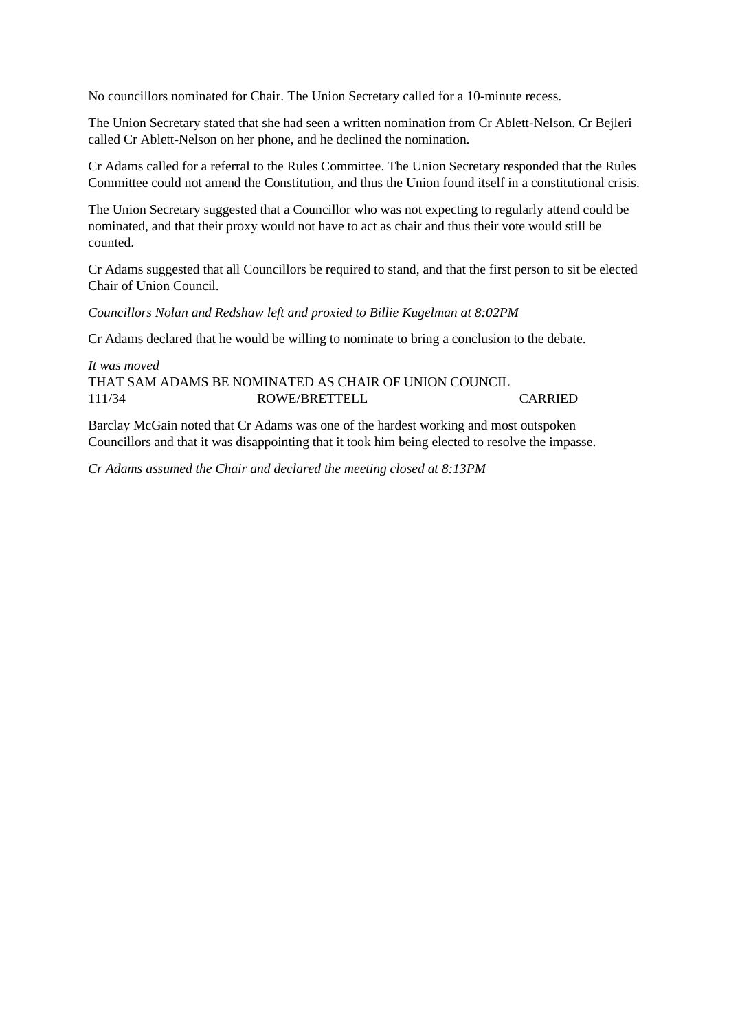No councillors nominated for Chair. The Union Secretary called for a 10-minute recess.

The Union Secretary stated that she had seen a written nomination from Cr Ablett-Nelson. Cr Bejleri called Cr Ablett-Nelson on her phone, and he declined the nomination.

Cr Adams called for a referral to the Rules Committee. The Union Secretary responded that the Rules Committee could not amend the Constitution, and thus the Union found itself in a constitutional crisis.

The Union Secretary suggested that a Councillor who was not expecting to regularly attend could be nominated, and that their proxy would not have to act as chair and thus their vote would still be counted.

Cr Adams suggested that all Councillors be required to stand, and that the first person to sit be elected Chair of Union Council.

*Councillors Nolan and Redshaw left and proxied to Billie Kugelman at 8:02PM*

Cr Adams declared that he would be willing to nominate to bring a conclusion to the debate.

*It was moved*
THAT SAM ADAMS BE NOMINATED AS CHAIR OF UNION COUNCIL
111/34 ROWE/BRETTELL CARRIED

Barclay McGain noted that Cr Adams was one of the hardest working and most outspoken Councillors and that it was disappointing that it took him being elected to resolve the impasse.

*Cr Adams assumed the Chair and declared the meeting closed at 8:13PM*